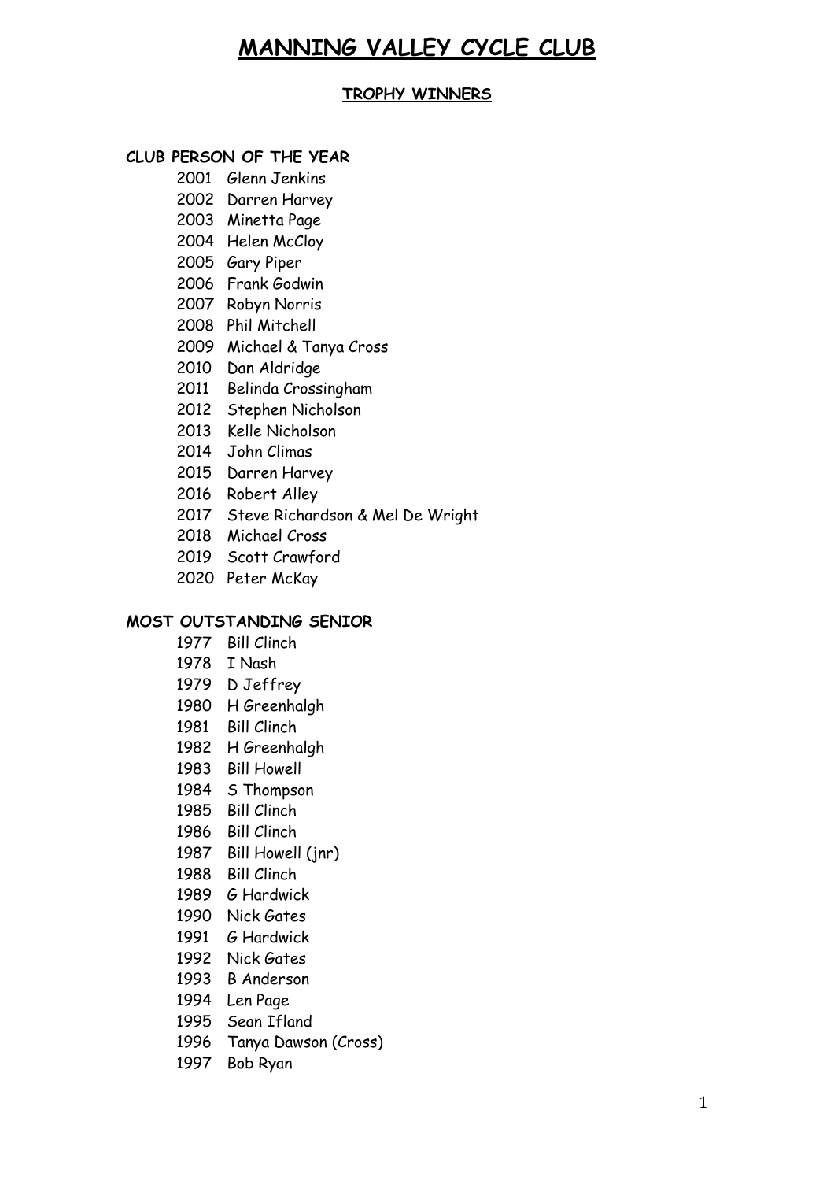# MANNING VALLEY CYCLE CLUB

## TROPHY WINNERS

### CLUB PERSON OF THE YEAR

2001 Glenn Jenkins
2002 Darren Harvey
2003 Minetta Page
2004 Helen McCloy
2005 Gary Piper
2006 Frank Godwin
2007 Robyn Norris
2008 Phil Mitchell
2009 Michael & Tanya Cross
2010 Dan Aldridge
2011 Belinda Crossingham
2012 Stephen Nicholson
2013 Kelle Nicholson
2014 John Climas
2015 Darren Harvey
2016 Robert Alley
2017 Steve Richardson & Mel De Wright
2018 Michael Cross
2019 Scott Crawford
2020 Peter McKay

### MOST OUTSTANDING SENIOR

1977 Bill Clinch
1978 I Nash
1979 D Jeffrey
1980 H Greenhalgh
1981 Bill Clinch
1982 H Greenhalgh
1983 Bill Howell
1984 S Thompson
1985 Bill Clinch
1986 Bill Clinch
1987 Bill Howell (jnr)
1988 Bill Clinch
1989 G Hardwick
1990 Nick Gates
1991 G Hardwick
1992 Nick Gates
1993 B Anderson
1994 Len Page
1995 Sean Ifland
1996 Tanya Dawson (Cross)
1997 Bob Ryan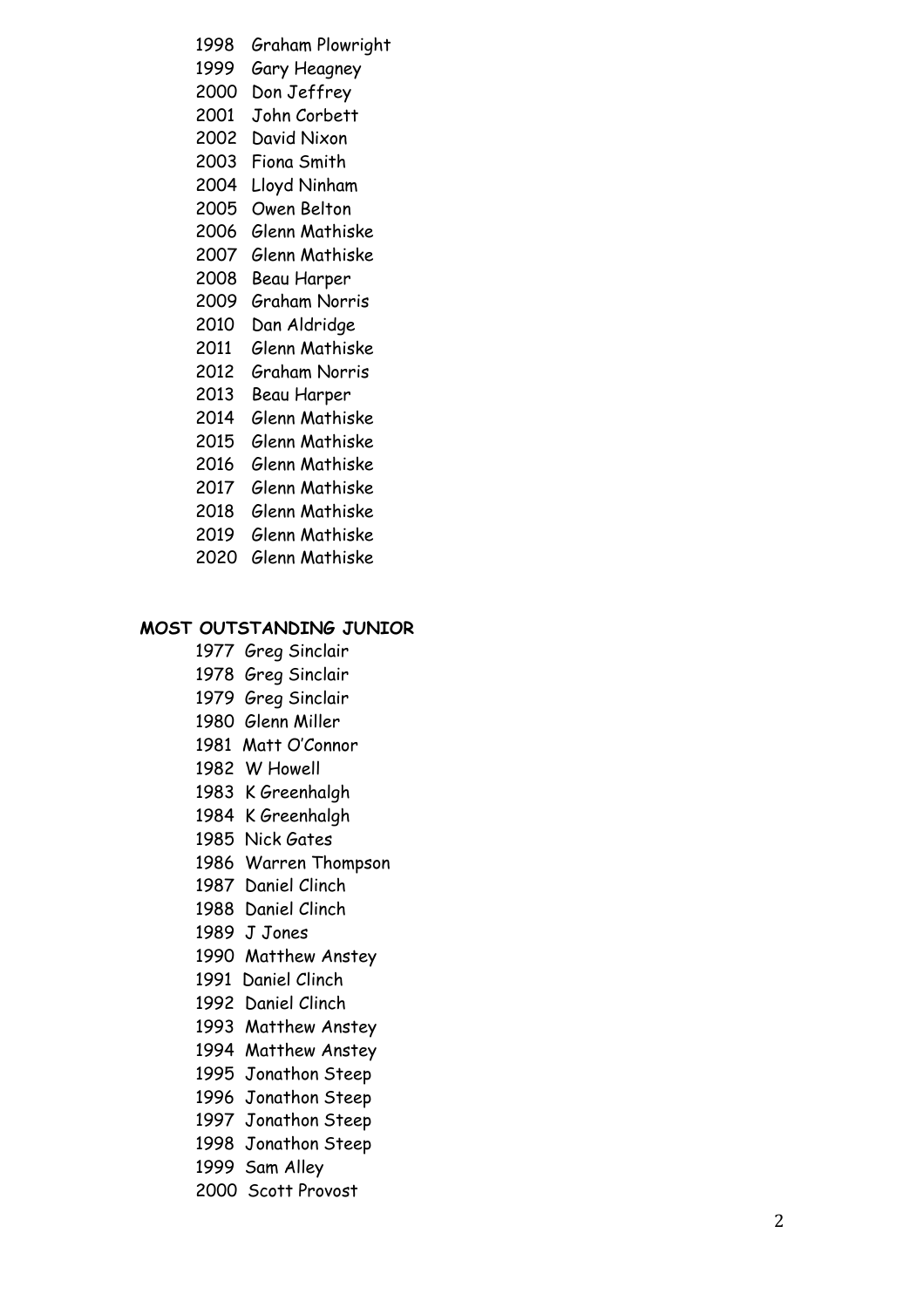1998 Graham Plowright
1999 Gary Heagney
2000 Don Jeffrey
2001 John Corbett
2002 David Nixon
2003 Fiona Smith
2004 Lloyd Ninham
2005 Owen Belton
2006 Glenn Mathiske
2007 Glenn Mathiske
2008 Beau Harper
2009 Graham Norris
2010 Dan Aldridge
2011 Glenn Mathiske
2012 Graham Norris
2013 Beau Harper
2014 Glenn Mathiske
2015 Glenn Mathiske
2016 Glenn Mathiske
2017 Glenn Mathiske
2018 Glenn Mathiske
2019 Glenn Mathiske
2020 Glenn Mathiske

**MOST OUTSTANDING JUNIOR**

1977 Greg Sinclair
1978 Greg Sinclair
1979 Greg Sinclair
1980 Glenn Miller
1981 Matt O'Connor
1982 W Howell
1983 K Greenhalgh
1984 K Greenhalgh
1985 Nick Gates
1986 Warren Thompson
1987 Daniel Clinch
1988 Daniel Clinch
1989 J Jones
1990 Matthew Anstey
1991 Daniel Clinch
1992 Daniel Clinch
1993 Matthew Anstey
1994 Matthew Anstey
1995 Jonathon Steep
1996 Jonathon Steep
1997 Jonathon Steep
1998 Jonathon Steep
1999 Sam Alley
2000 Scott Provost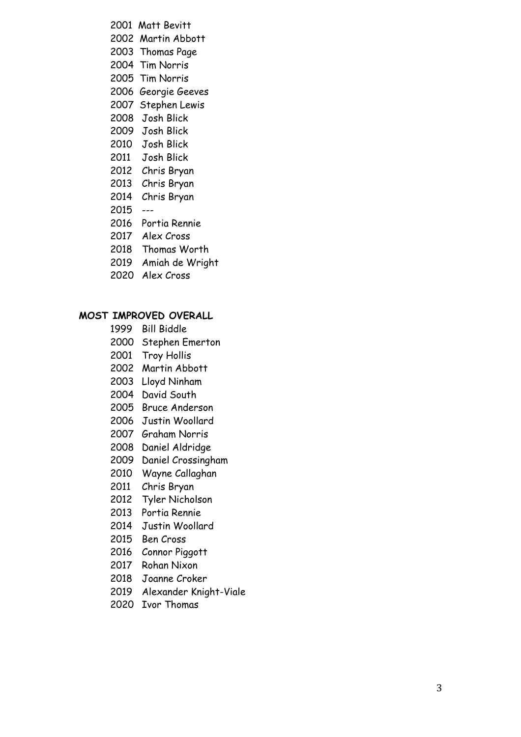2001 Matt Bevitt
2002 Martin Abbott
2003 Thomas Page
2004 Tim Norris
2005 Tim Norris
2006 Georgie Geeves
2007 Stephen Lewis
2008 Josh Blick
2009 Josh Blick
2010 Josh Blick
2011 Josh Blick
2012 Chris Bryan
2013 Chris Bryan
2014 Chris Bryan
2015 ---
2016 Portia Rennie
2017 Alex Cross
2018 Thomas Worth
2019 Amiah de Wright
2020 Alex Cross

**MOST IMPROVED OVERALL**

1999 Bill Biddle
2000 Stephen Emerton
2001 Troy Hollis
2002 Martin Abbott
2003 Lloyd Ninham
2004 David South
2005 Bruce Anderson
2006 Justin Woollard
2007 Graham Norris
2008 Daniel Aldridge
2009 Daniel Crossingham
2010 Wayne Callaghan
2011 Chris Bryan
2012 Tyler Nicholson
2013 Portia Rennie
2014 Justin Woollard
2015 Ben Cross
2016 Connor Piggott
2017 Rohan Nixon
2018 Joanne Croker
2019 Alexander Knight-Viale
2020 Ivor Thomas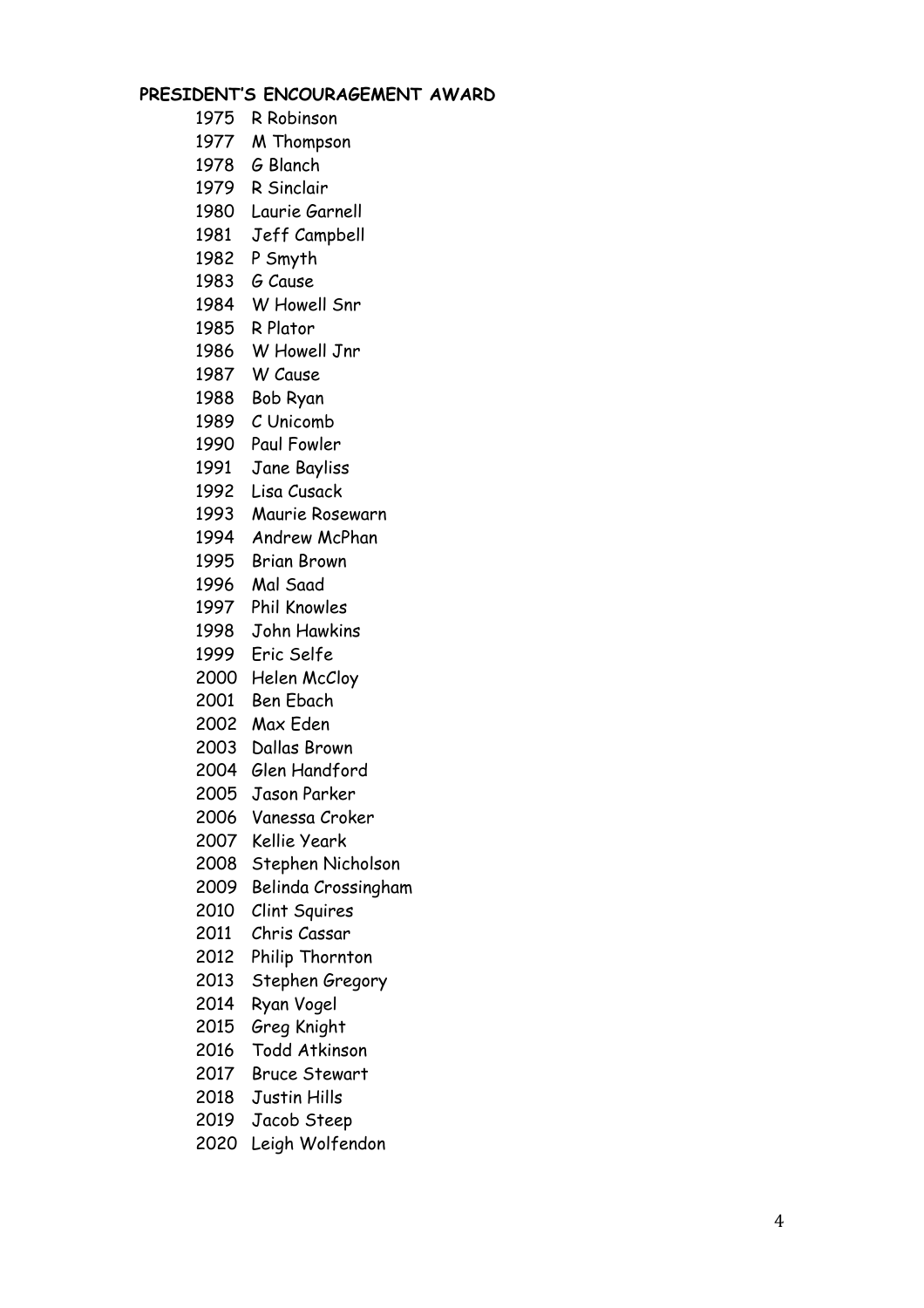## PRESIDENT'S ENCOURAGEMENT AWARD

1975 R Robinson
1977 M Thompson
1978 G Blanch
1979 R Sinclair
1980 Laurie Garnell
1981 Jeff Campbell
1982 P Smyth
1983 G Cause
1984 W Howell Snr
1985 R Plator
1986 W Howell Jnr
1987 W Cause
1988 Bob Ryan
1989 C Unicomb
1990 Paul Fowler
1991 Jane Bayliss
1992 Lisa Cusack
1993 Maurie Rosewarn
1994 Andrew McPhan
1995 Brian Brown
1996 Mal Saad
1997 Phil Knowles
1998 John Hawkins
1999 Eric Selfe
2000 Helen McCloy
2001 Ben Ebach
2002 Max Eden
2003 Dallas Brown
2004 Glen Handford
2005 Jason Parker
2006 Vanessa Croker
2007 Kellie Yeark
2008 Stephen Nicholson
2009 Belinda Crossingham
2010 Clint Squires
2011 Chris Cassar
2012 Philip Thornton
2013 Stephen Gregory
2014 Ryan Vogel
2015 Greg Knight
2016 Todd Atkinson
2017 Bruce Stewart
2018 Justin Hills
2019 Jacob Steep
2020 Leigh Wolfendon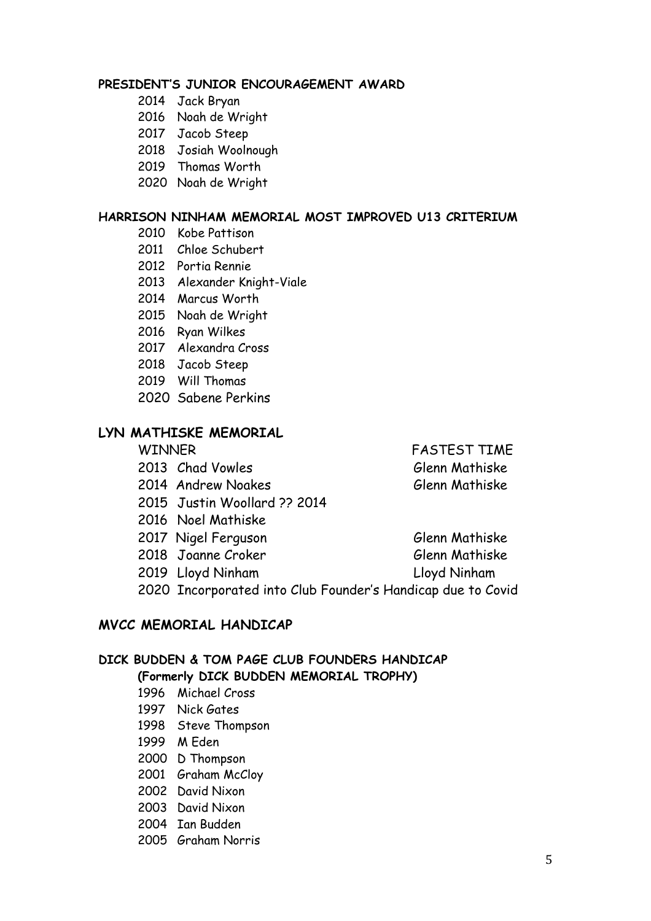**PRESIDENT'S JUNIOR ENCOURAGEMENT AWARD**

2014 Jack Bryan
2016 Noah de Wright
2017 Jacob Steep
2018 Josiah Woolnough
2019 Thomas Worth
2020 Noah de Wright

**HARRISON NINHAM MEMORIAL MOST IMPROVED U13 CRITERIUM**

2010 Kobe Pattison
2011 Chloe Schubert
2012 Portia Rennie
2013 Alexander Knight-Viale
2014 Marcus Worth
2015 Noah de Wright
2016 Ryan Wilkes
2017 Alexandra Cross
2018 Jacob Steep
2019 Will Thomas
2020 Sabene Perkins

**LYN MATHISKE MEMORIAL**

| WINNER | FASTEST TIME |
|---|---|
| 2013 Chad Vowles | Glenn Mathiske |
| 2014 Andrew Noakes | Glenn Mathiske |
| 2015 Justin Woollard ?? 2014 | |
| 2016 Noel Mathiske | |
| 2017 Nigel Ferguson | Glenn Mathiske |
| 2018 Joanne Croker | Glenn Mathiske |
| 2019 Lloyd Ninham | Lloyd Ninham |
| 2020 Incorporated into Club Founder's Handicap due to Covid | |

**MVCC MEMORIAL HANDICAP**

**DICK BUDDEN & TOM PAGE CLUB FOUNDERS HANDICAP**
**(Formerly DICK BUDDEN MEMORIAL TROPHY)**

1996 Michael Cross
1997 Nick Gates
1998 Steve Thompson
1999 M Eden
2000 D Thompson
2001 Graham McCloy
2002 David Nixon
2003 David Nixon
2004 Ian Budden
2005 Graham Norris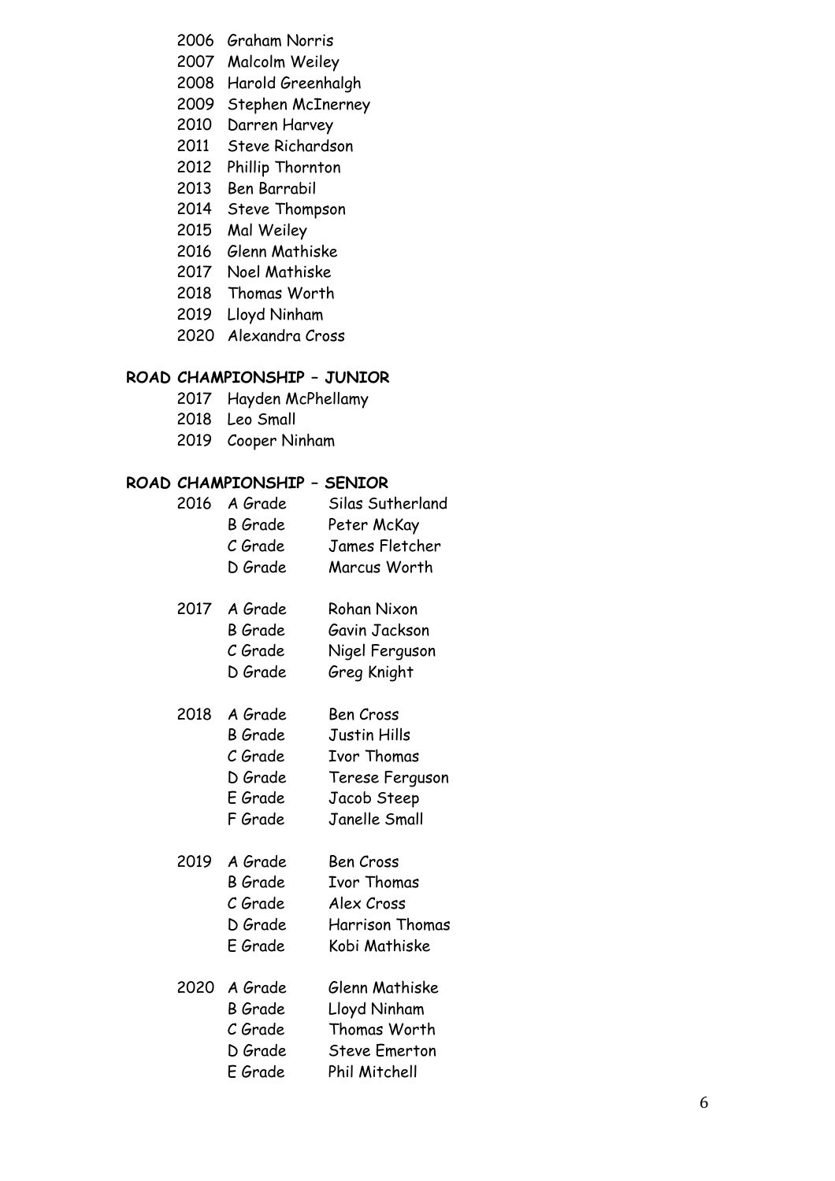2006 Graham Norris
2007 Malcolm Weiley
2008 Harold Greenhalgh
2009 Stephen McInerney
2010 Darren Harvey
2011 Steve Richardson
2012 Phillip Thornton
2013 Ben Barrabil
2014 Steve Thompson
2015 Mal Weiley
2016 Glenn Mathiske
2017 Noel Mathiske
2018 Thomas Worth
2019 Lloyd Ninham
2020 Alexandra Cross

**ROAD CHAMPIONSHIP – JUNIOR**

2017 Hayden McPhellamy
2018 Leo Small
2019 Cooper Ninham

**ROAD CHAMPIONSHIP – SENIOR**

| Year | Grade | Name |
|---|---|---|
| 2016 | A Grade | Silas Sutherland |
| | B Grade | Peter McKay |
| | C Grade | James Fletcher |
| | D Grade | Marcus Worth |
| 2017 | A Grade | Rohan Nixon |
| | B Grade | Gavin Jackson |
| | C Grade | Nigel Ferguson |
| | D Grade | Greg Knight |
| 2018 | A Grade | Ben Cross |
| | B Grade | Justin Hills |
| | C Grade | Ivor Thomas |
| | D Grade | Terese Ferguson |
| | E Grade | Jacob Steep |
| | F Grade | Janelle Small |
| 2019 | A Grade | Ben Cross |
| | B Grade | Ivor Thomas |
| | C Grade | Alex Cross |
| | D Grade | Harrison Thomas |
| | E Grade | Kobi Mathiske |
| 2020 | A Grade | Glenn Mathiske |
| | B Grade | Lloyd Ninham |
| | C Grade | Thomas Worth |
| | D Grade | Steve Emerton |
| | E Grade | Phil Mitchell |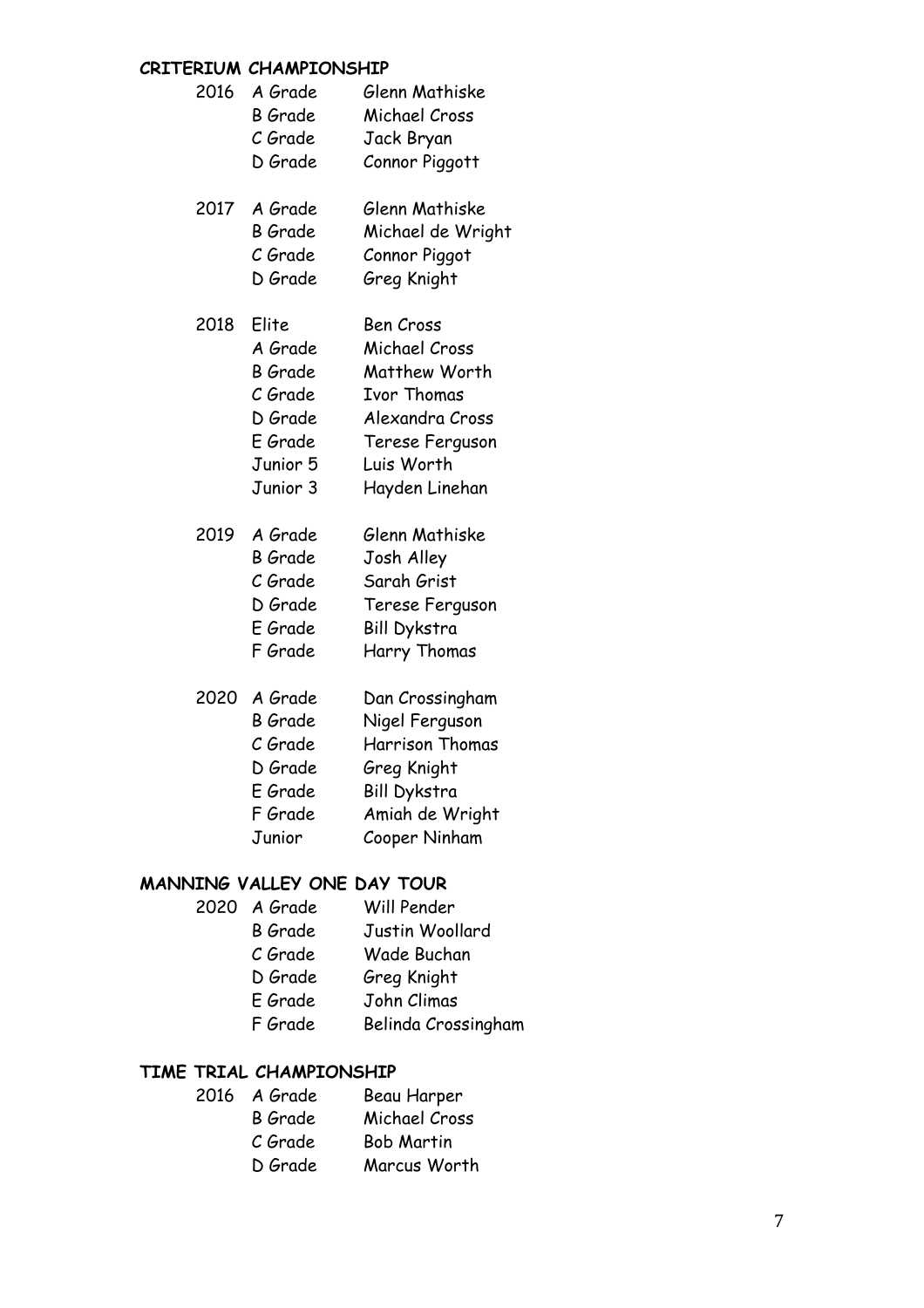## CRITERIUM CHAMPIONSHIP

| | | |
|---|---|---|
| 2016 | A Grade | Glenn Mathiske |
| | B Grade | Michael Cross |
| | C Grade | Jack Bryan |
| | D Grade | Connor Piggott |
| 2017 | A Grade | Glenn Mathiske |
| | B Grade | Michael de Wright |
| | C Grade | Connor Piggot |
| | D Grade | Greg Knight |
| 2018 | Elite | Ben Cross |
| | A Grade | Michael Cross |
| | B Grade | Matthew Worth |
| | C Grade | Ivor Thomas |
| | D Grade | Alexandra Cross |
| | E Grade | Terese Ferguson |
| | Junior 5 | Luis Worth |
| | Junior 3 | Hayden Linehan |
| 2019 | A Grade | Glenn Mathiske |
| | B Grade | Josh Alley |
| | C Grade | Sarah Grist |
| | D Grade | Terese Ferguson |
| | E Grade | Bill Dykstra |
| | F Grade | Harry Thomas |
| 2020 | A Grade | Dan Crossingham |
| | B Grade | Nigel Ferguson |
| | C Grade | Harrison Thomas |
| | D Grade | Greg Knight |
| | E Grade | Bill Dykstra |
| | F Grade | Amiah de Wright |
| | Junior | Cooper Ninham |

## MANNING VALLEY ONE DAY TOUR

| | | |
|---|---|---|
| 2020 | A Grade | Will Pender |
| | B Grade | Justin Woollard |
| | C Grade | Wade Buchan |
| | D Grade | Greg Knight |
| | E Grade | John Climas |
| | F Grade | Belinda Crossingham |

## TIME TRIAL CHAMPIONSHIP

| | | |
|---|---|---|
| 2016 | A Grade | Beau Harper |
| | B Grade | Michael Cross |
| | C Grade | Bob Martin |
| | D Grade | Marcus Worth |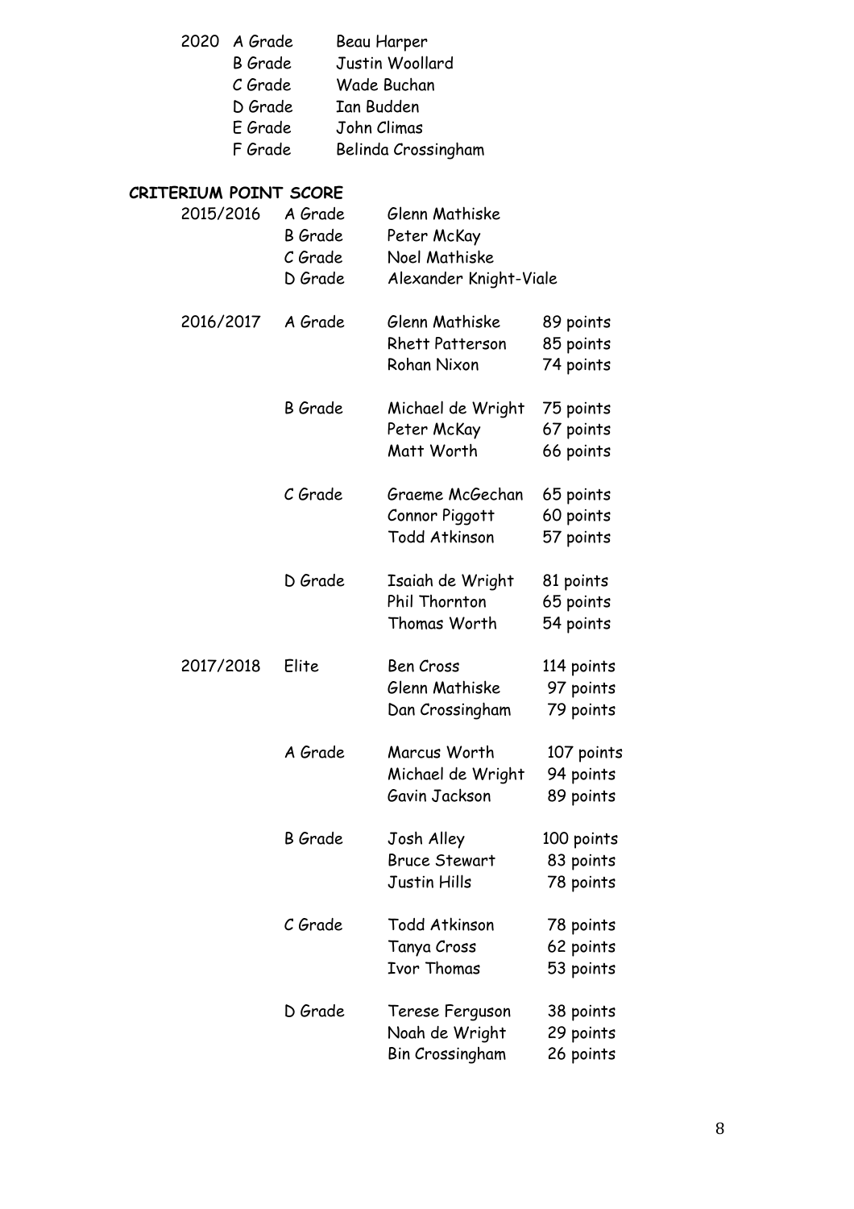| | | |
|---|---|---|
| 2020 | A Grade | Beau Harper |
| | B Grade | Justin Woollard |
| | C Grade | Wade Buchan |
| | D Grade | Ian Budden |
| | E Grade | John Climas |
| | F Grade | Belinda Crossingham |

**CRITERIUM POINT SCORE**

| Season | Grade | Name | Points |
|---|---|---|---|
| 2015/2016 | A Grade | Glenn Mathiske | |
| | B Grade | Peter McKay | |
| | C Grade | Noel Mathiske | |
| | D Grade | Alexander Knight-Viale | |
| 2016/2017 | A Grade | Glenn Mathiske | 89 points |
| | | Rhett Patterson | 85 points |
| | | Rohan Nixon | 74 points |
| | B Grade | Michael de Wright | 75 points |
| | | Peter McKay | 67 points |
| | | Matt Worth | 66 points |
| | C Grade | Graeme McGechan | 65 points |
| | | Connor Piggott | 60 points |
| | | Todd Atkinson | 57 points |
| | D Grade | Isaiah de Wright | 81 points |
| | | Phil Thornton | 65 points |
| | | Thomas Worth | 54 points |
| 2017/2018 | Elite | Ben Cross | 114 points |
| | | Glenn Mathiske | 97 points |
| | | Dan Crossingham | 79 points |
| | A Grade | Marcus Worth | 107 points |
| | | Michael de Wright | 94 points |
| | | Gavin Jackson | 89 points |
| | B Grade | Josh Alley | 100 points |
| | | Bruce Stewart | 83 points |
| | | Justin Hills | 78 points |
| | C Grade | Todd Atkinson | 78 points |
| | | Tanya Cross | 62 points |
| | | Ivor Thomas | 53 points |
| | D Grade | Terese Ferguson | 38 points |
| | | Noah de Wright | 29 points |
| | | Bin Crossingham | 26 points |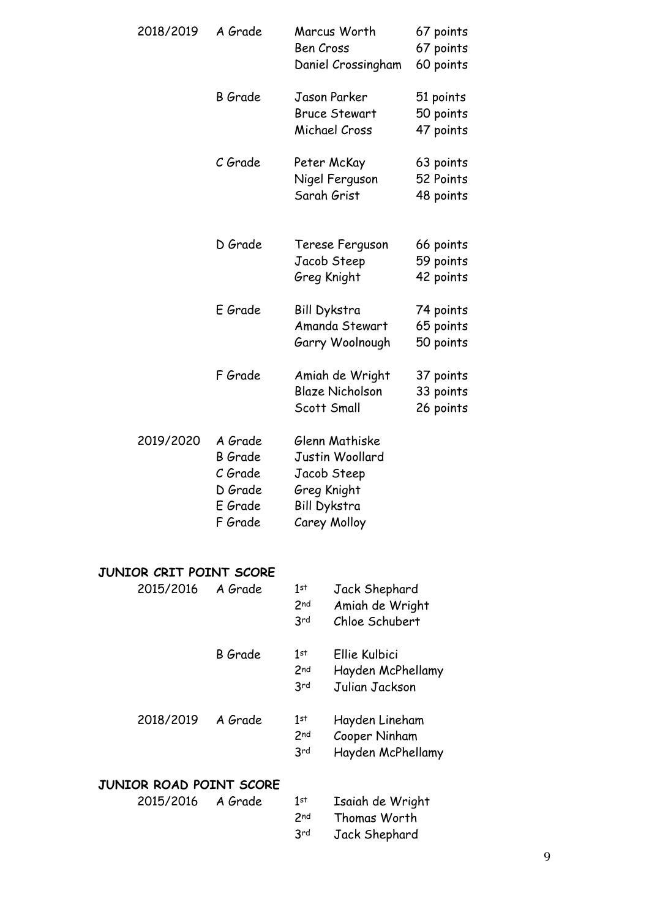| | | | |
|---|---|---|---|
| 2018/2019 | A Grade | Marcus Worth | 67 points |
| | | Ben Cross | 67 points |
| | | Daniel Crossingham | 60 points |
| | B Grade | Jason Parker | 51 points |
| | | Bruce Stewart | 50 points |
| | | Michael Cross | 47 points |
| | C Grade | Peter McKay | 63 points |
| | | Nigel Ferguson | 52 Points |
| | | Sarah Grist | 48 points |
| | D Grade | Terese Ferguson | 66 points |
| | | Jacob Steep | 59 points |
| | | Greg Knight | 42 points |
| | E Grade | Bill Dykstra | 74 points |
| | | Amanda Stewart | 65 points |
| | | Garry Woolnough | 50 points |
| | F Grade | Amiah de Wright | 37 points |
| | | Blaze Nicholson | 33 points |
| | | Scott Small | 26 points |
| 2019/2020 | A Grade | Glenn Mathiske | |
| | B Grade | Justin Woollard | |
| | C Grade | Jacob Steep | |
| | D Grade | Greg Knight | |
| | E Grade | Bill Dykstra | |
| | F Grade | Carey Molloy | |

**JUNIOR CRIT POINT SCORE**

| | | | |
|---|---|---|---|
| 2015/2016 | A Grade | 1st | Jack Shephard |
| | | 2nd | Amiah de Wright |
| | | 3rd | Chloe Schubert |
| | B Grade | 1st | Ellie Kulbici |
| | | 2nd | Hayden McPhellamy |
| | | 3rd | Julian Jackson |
| 2018/2019 | A Grade | 1st | Hayden Lineham |
| | | 2nd | Cooper Ninham |
| | | 3rd | Hayden McPhellamy |

**JUNIOR ROAD POINT SCORE**

| | | | |
|---|---|---|---|
| 2015/2016 | A Grade | 1st | Isaiah de Wright |
| | | 2nd | Thomas Worth |
| | | 3rd | Jack Shephard |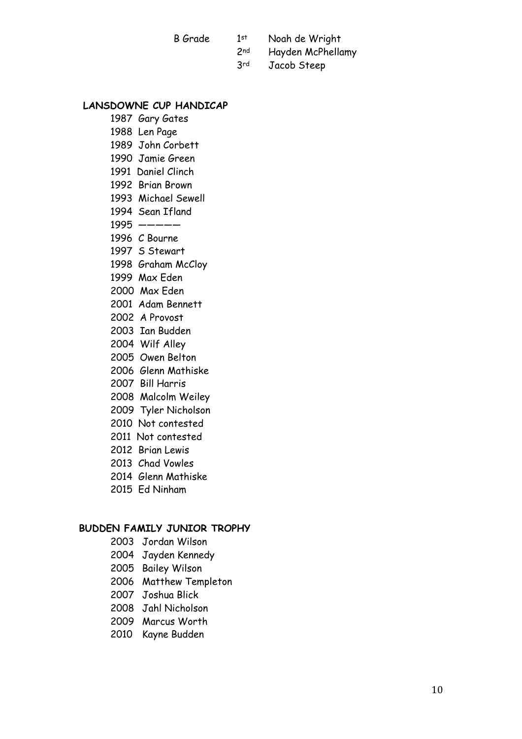B Grade 1st Noah de Wright
2nd Hayden McPhellamy
3rd Jacob Steep

**LANSDOWNE CUP HANDICAP**

1987 Gary Gates
1988 Len Page
1989 John Corbett
1990 Jamie Green
1991 Daniel Clinch
1992 Brian Brown
1993 Michael Sewell
1994 Sean Ifland
1995 —————
1996 C Bourne
1997 S Stewart
1998 Graham McCloy
1999 Max Eden
2000 Max Eden
2001 Adam Bennett
2002 A Provost
2003 Ian Budden
2004 Wilf Alley
2005 Owen Belton
2006 Glenn Mathiske
2007 Bill Harris
2008 Malcolm Weiley
2009 Tyler Nicholson
2010 Not contested
2011 Not contested
2012 Brian Lewis
2013 Chad Vowles
2014 Glenn Mathiske
2015 Ed Ninham

**BUDDEN FAMILY JUNIOR TROPHY**

2003 Jordan Wilson
2004 Jayden Kennedy
2005 Bailey Wilson
2006 Matthew Templeton
2007 Joshua Blick
2008 Jahl Nicholson
2009 Marcus Worth
2010 Kayne Budden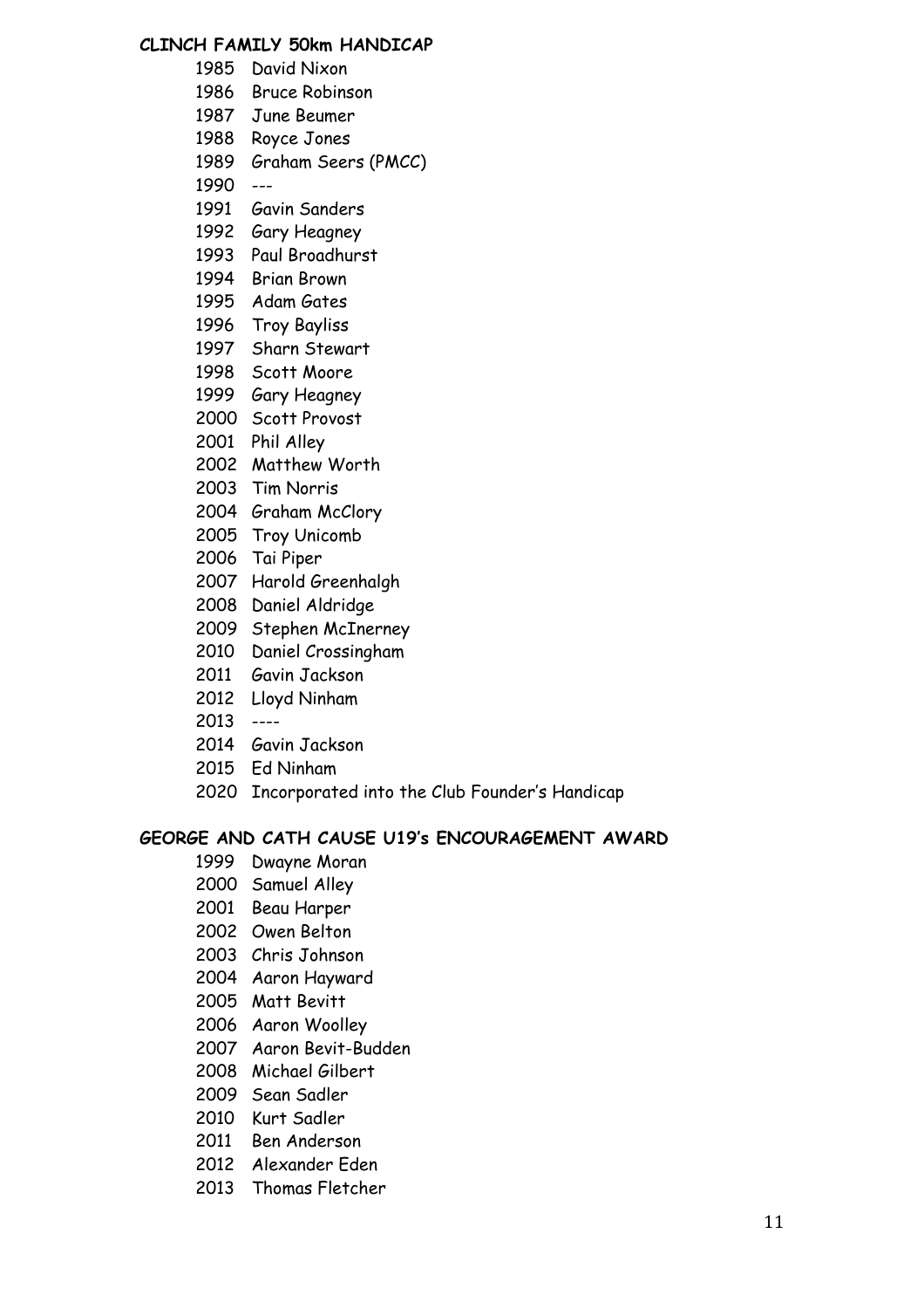**CLINCH FAMILY 50km HANDICAP**

1985 David Nixon
1986 Bruce Robinson
1987 June Beumer
1988 Royce Jones
1989 Graham Seers (PMCC)
1990 ---
1991 Gavin Sanders
1992 Gary Heagney
1993 Paul Broadhurst
1994 Brian Brown
1995 Adam Gates
1996 Troy Bayliss
1997 Sharn Stewart
1998 Scott Moore
1999 Gary Heagney
2000 Scott Provost
2001 Phil Alley
2002 Matthew Worth
2003 Tim Norris
2004 Graham McClory
2005 Troy Unicomb
2006 Tai Piper
2007 Harold Greenhalgh
2008 Daniel Aldridge
2009 Stephen McInerney
2010 Daniel Crossingham
2011 Gavin Jackson
2012 Lloyd Ninham
2013 ----
2014 Gavin Jackson
2015 Ed Ninham
2020 Incorporated into the Club Founder's Handicap

**GEORGE AND CATH CAUSE U19's ENCOURAGEMENT AWARD**

1999 Dwayne Moran
2000 Samuel Alley
2001 Beau Harper
2002 Owen Belton
2003 Chris Johnson
2004 Aaron Hayward
2005 Matt Bevitt
2006 Aaron Woolley
2007 Aaron Bevit-Budden
2008 Michael Gilbert
2009 Sean Sadler
2010 Kurt Sadler
2011 Ben Anderson
2012 Alexander Eden
2013 Thomas Fletcher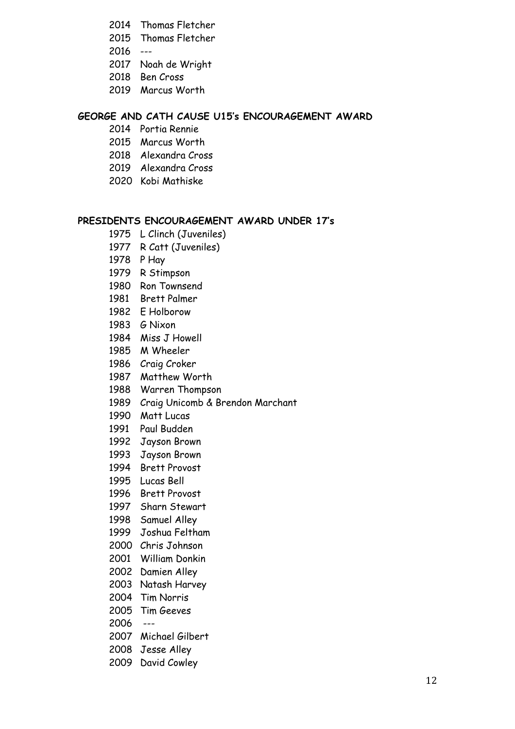2014 Thomas Fletcher
2015 Thomas Fletcher
2016 ---
2017 Noah de Wright
2018 Ben Cross
2019 Marcus Worth

**GEORGE AND CATH CAUSE U15's ENCOURAGEMENT AWARD**

2014 Portia Rennie
2015 Marcus Worth
2018 Alexandra Cross
2019 Alexandra Cross
2020 Kobi Mathiske

**PRESIDENTS ENCOURAGEMENT AWARD UNDER 17's**

1975 L Clinch (Juveniles)
1977 R Catt (Juveniles)
1978 P Hay
1979 R Stimpson
1980 Ron Townsend
1981 Brett Palmer
1982 E Holborow
1983 G Nixon
1984 Miss J Howell
1985 M Wheeler
1986 Craig Croker
1987 Matthew Worth
1988 Warren Thompson
1989 Craig Unicomb & Brendon Marchant
1990 Matt Lucas
1991 Paul Budden
1992 Jayson Brown
1993 Jayson Brown
1994 Brett Provost
1995 Lucas Bell
1996 Brett Provost
1997 Sharn Stewart
1998 Samuel Alley
1999 Joshua Feltham
2000 Chris Johnson
2001 William Donkin
2002 Damien Alley
2003 Natash Harvey
2004 Tim Norris
2005 Tim Geeves
2006 ---
2007 Michael Gilbert
2008 Jesse Alley
2009 David Cowley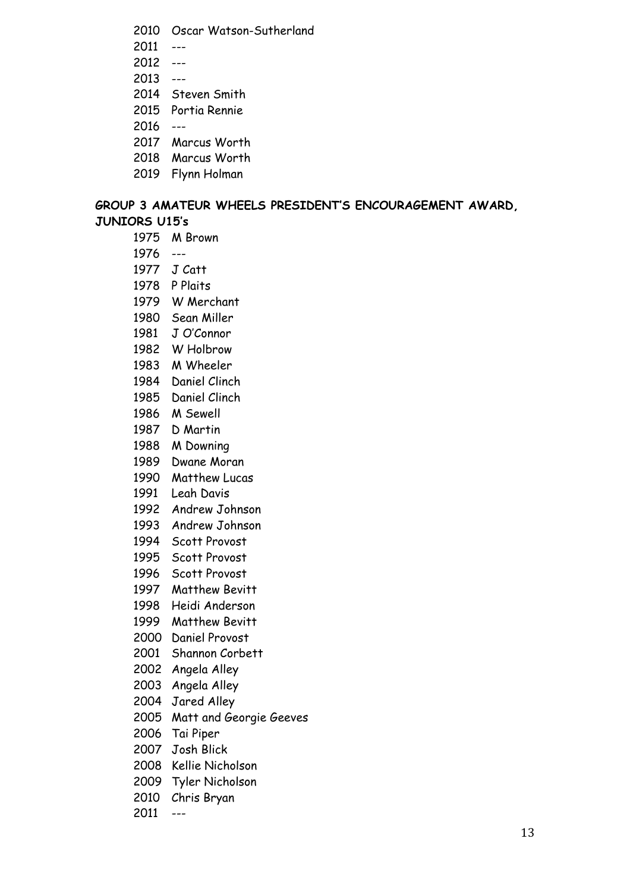2010 Oscar Watson-Sutherland
2011 ---
2012 ---
2013 ---
2014 Steven Smith
2015 Portia Rennie
2016 ---
2017 Marcus Worth
2018 Marcus Worth
2019 Flynn Holman

**GROUP 3 AMATEUR WHEELS PRESIDENT'S ENCOURAGEMENT AWARD, JUNIORS U15's**

1975 M Brown
1976 ---
1977 J Catt
1978 P Plaits
1979 W Merchant
1980 Sean Miller
1981 J O'Connor
1982 W Holbrow
1983 M Wheeler
1984 Daniel Clinch
1985 Daniel Clinch
1986 M Sewell
1987 D Martin
1988 M Downing
1989 Dwane Moran
1990 Matthew Lucas
1991 Leah Davis
1992 Andrew Johnson
1993 Andrew Johnson
1994 Scott Provost
1995 Scott Provost
1996 Scott Provost
1997 Matthew Bevitt
1998 Heidi Anderson
1999 Matthew Bevitt
2000 Daniel Provost
2001 Shannon Corbett
2002 Angela Alley
2003 Angela Alley
2004 Jared Alley
2005 Matt and Georgie Geeves
2006 Tai Piper
2007 Josh Blick
2008 Kellie Nicholson
2009 Tyler Nicholson
2010 Chris Bryan
2011 ---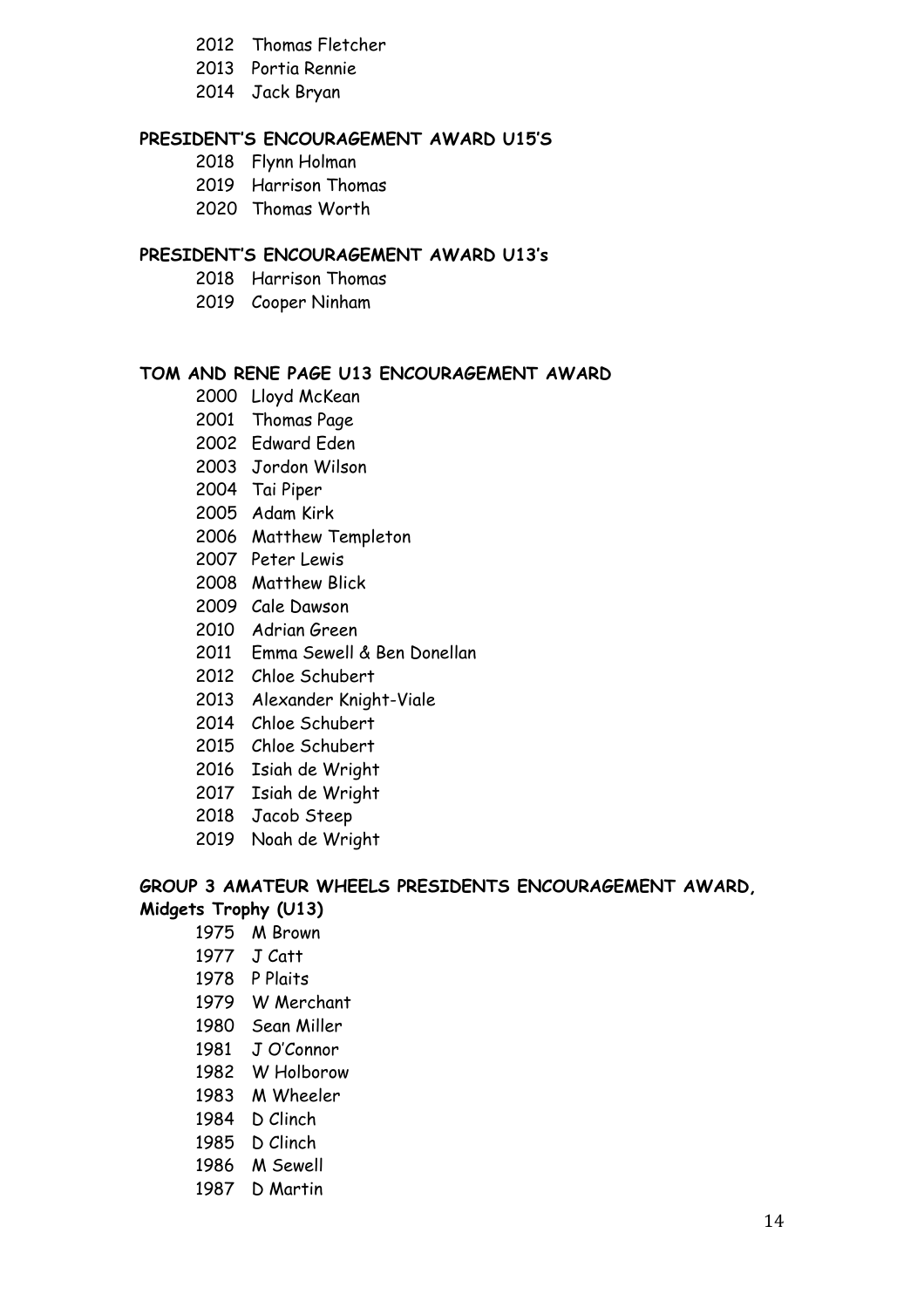2012 Thomas Fletcher
2013 Portia Rennie
2014 Jack Bryan

**PRESIDENT'S ENCOURAGEMENT AWARD U15'S**

2018 Flynn Holman
2019 Harrison Thomas
2020 Thomas Worth

**PRESIDENT'S ENCOURAGEMENT AWARD U13's**

2018 Harrison Thomas
2019 Cooper Ninham

**TOM AND RENE PAGE U13 ENCOURAGEMENT AWARD**

2000 Lloyd McKean
2001 Thomas Page
2002 Edward Eden
2003 Jordon Wilson
2004 Tai Piper
2005 Adam Kirk
2006 Matthew Templeton
2007 Peter Lewis
2008 Matthew Blick
2009 Cale Dawson
2010 Adrian Green
2011 Emma Sewell & Ben Donellan
2012 Chloe Schubert
2013 Alexander Knight-Viale
2014 Chloe Schubert
2015 Chloe Schubert
2016 Isiah de Wright
2017 Isiah de Wright
2018 Jacob Steep
2019 Noah de Wright

**GROUP 3 AMATEUR WHEELS PRESIDENTS ENCOURAGEMENT AWARD, Midgets Trophy (U13)**

1975 M Brown
1977 J Catt
1978 P Plaits
1979 W Merchant
1980 Sean Miller
1981 J O'Connor
1982 W Holborow
1983 M Wheeler
1984 D Clinch
1985 D Clinch
1986 M Sewell
1987 D Martin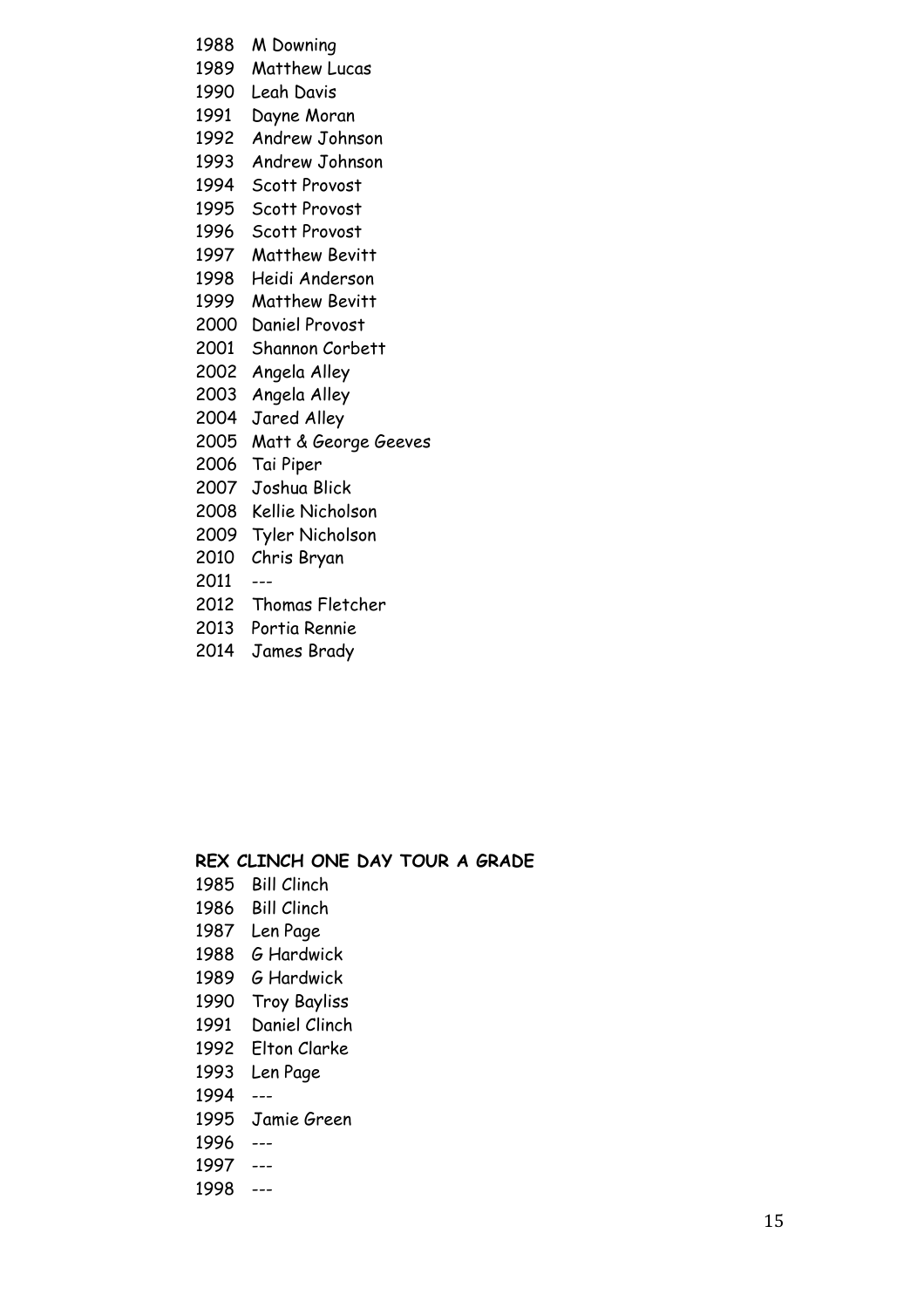1988 M Downing
1989 Matthew Lucas
1990 Leah Davis
1991 Dayne Moran
1992 Andrew Johnson
1993 Andrew Johnson
1994 Scott Provost
1995 Scott Provost
1996 Scott Provost
1997 Matthew Bevitt
1998 Heidi Anderson
1999 Matthew Bevitt
2000 Daniel Provost
2001 Shannon Corbett
2002 Angela Alley
2003 Angela Alley
2004 Jared Alley
2005 Matt & George Geeves
2006 Tai Piper
2007 Joshua Blick
2008 Kellie Nicholson
2009 Tyler Nicholson
2010 Chris Bryan
2011 ---
2012 Thomas Fletcher
2013 Portia Rennie
2014 James Brady

**REX CLINCH ONE DAY TOUR A GRADE**

1985 Bill Clinch
1986 Bill Clinch
1987 Len Page
1988 G Hardwick
1989 G Hardwick
1990 Troy Bayliss
1991 Daniel Clinch
1992 Elton Clarke
1993 Len Page
1994 ---
1995 Jamie Green
1996 ---
1997 ---
1998 ---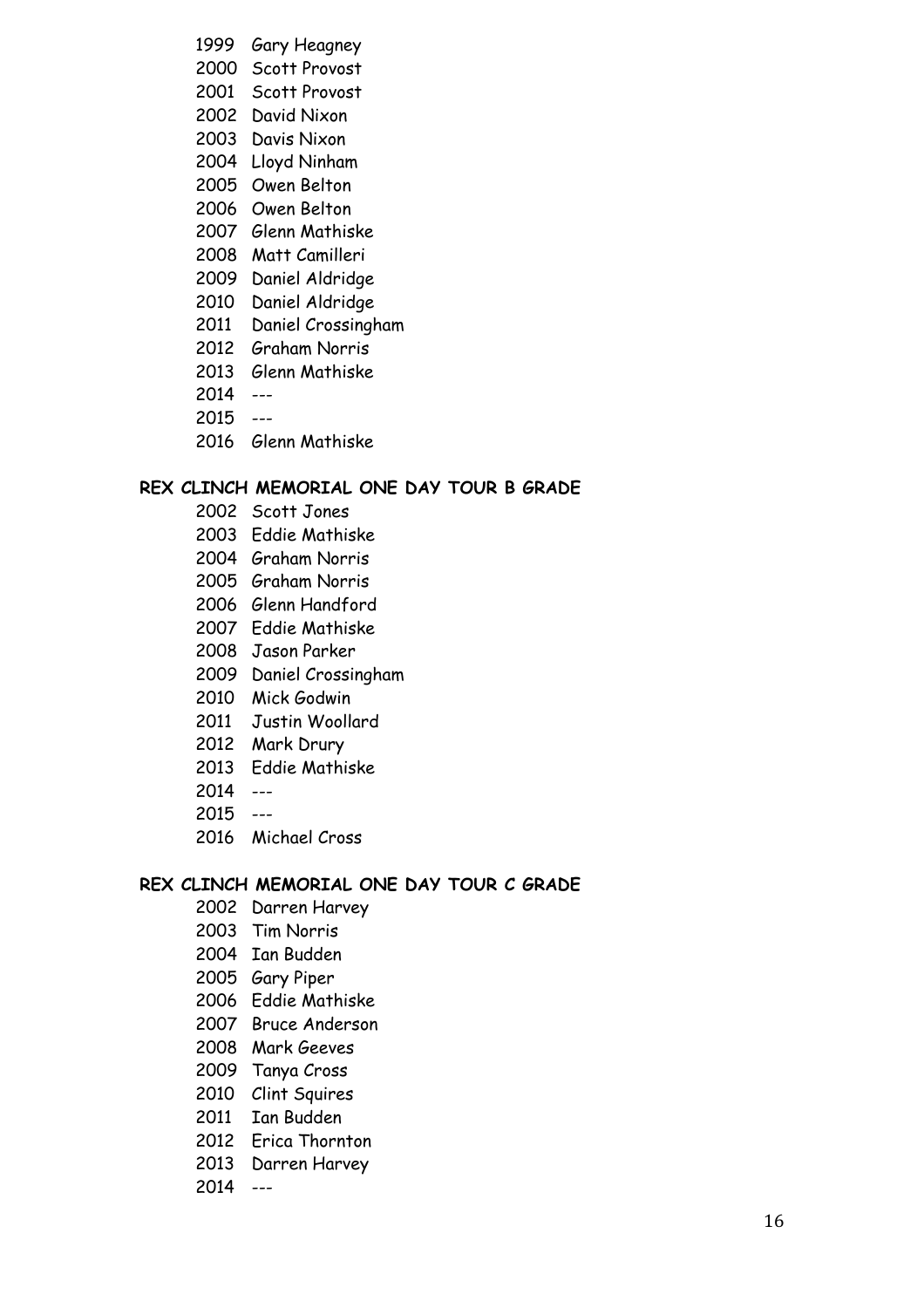1999 Gary Heagney
2000 Scott Provost
2001 Scott Provost
2002 David Nixon
2003 Davis Nixon
2004 Lloyd Ninham
2005 Owen Belton
2006 Owen Belton
2007 Glenn Mathiske
2008 Matt Camilleri
2009 Daniel Aldridge
2010 Daniel Aldridge
2011 Daniel Crossingham
2012 Graham Norris
2013 Glenn Mathiske
2014 ---
2015 ---
2016 Glenn Mathiske

**REX CLINCH MEMORIAL ONE DAY TOUR B GRADE**

2002 Scott Jones
2003 Eddie Mathiske
2004 Graham Norris
2005 Graham Norris
2006 Glenn Handford
2007 Eddie Mathiske
2008 Jason Parker
2009 Daniel Crossingham
2010 Mick Godwin
2011 Justin Woollard
2012 Mark Drury
2013 Eddie Mathiske
2014 ---
2015 ---
2016 Michael Cross

**REX CLINCH MEMORIAL ONE DAY TOUR C GRADE**

2002 Darren Harvey
2003 Tim Norris
2004 Ian Budden
2005 Gary Piper
2006 Eddie Mathiske
2007 Bruce Anderson
2008 Mark Geeves
2009 Tanya Cross
2010 Clint Squires
2011 Ian Budden
2012 Erica Thornton
2013 Darren Harvey
2014 ---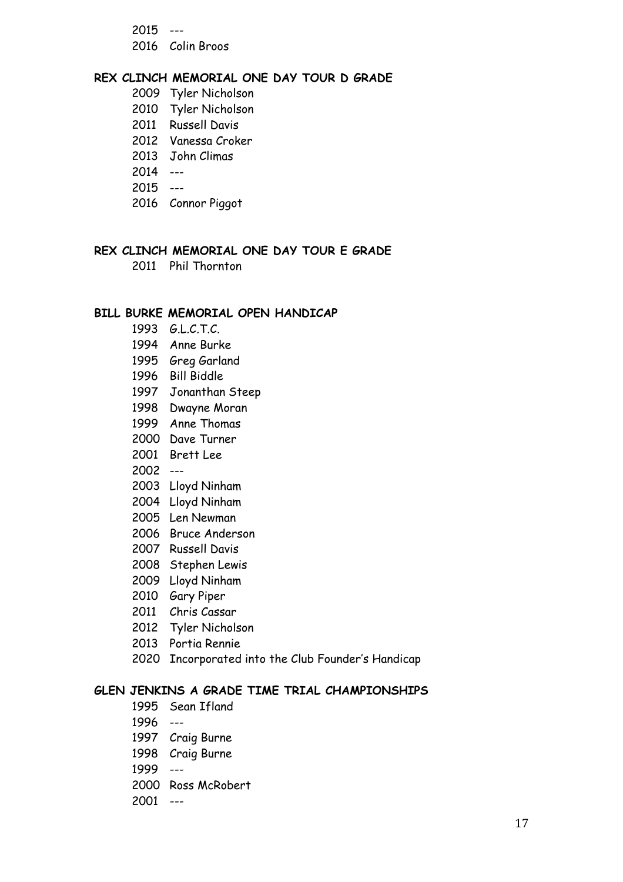2015 ---
2016 Colin Broos

**REX CLINCH MEMORIAL ONE DAY TOUR D GRADE**

2009 Tyler Nicholson
2010 Tyler Nicholson
2011 Russell Davis
2012 Vanessa Croker
2013 John Climas
2014 ---
2015 ---
2016 Connor Piggot

**REX CLINCH MEMORIAL ONE DAY TOUR E GRADE**

2011 Phil Thornton

**BILL BURKE MEMORIAL OPEN HANDICAP**

1993 G.L.C.T.C.
1994 Anne Burke
1995 Greg Garland
1996 Bill Biddle
1997 Jonanthan Steep
1998 Dwayne Moran
1999 Anne Thomas
2000 Dave Turner
2001 Brett Lee
2002 ---
2003 Lloyd Ninham
2004 Lloyd Ninham
2005 Len Newman
2006 Bruce Anderson
2007 Russell Davis
2008 Stephen Lewis
2009 Lloyd Ninham
2010 Gary Piper
2011 Chris Cassar
2012 Tyler Nicholson
2013 Portia Rennie
2020 Incorporated into the Club Founder's Handicap

**GLEN JENKINS A GRADE TIME TRIAL CHAMPIONSHIPS**

1995 Sean Ifland
1996 ---
1997 Craig Burne
1998 Craig Burne
1999 ---
2000 Ross McRobert
2001 ---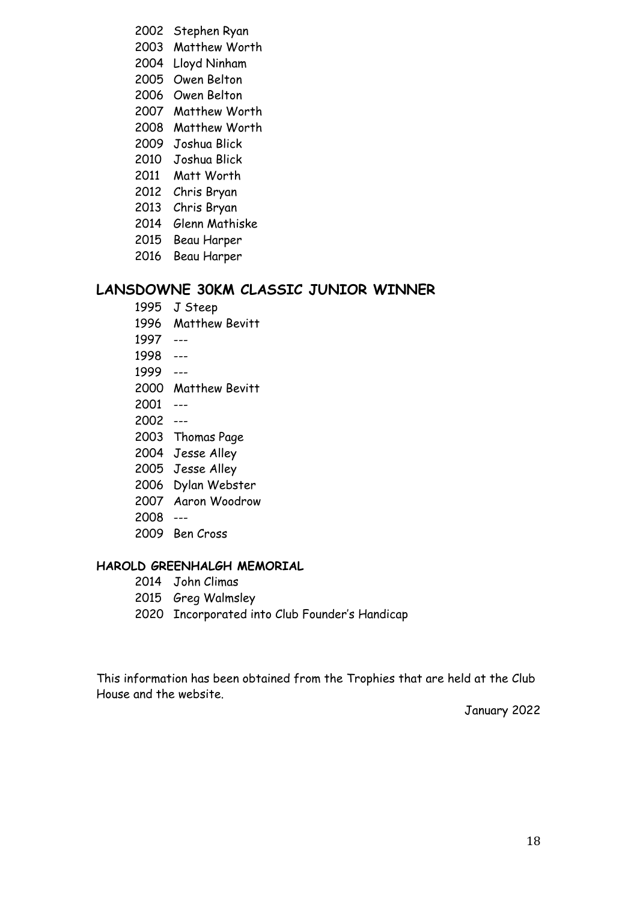2002 Stephen Ryan
2003 Matthew Worth
2004 Lloyd Ninham
2005 Owen Belton
2006 Owen Belton
2007 Matthew Worth
2008 Matthew Worth
2009 Joshua Blick
2010 Joshua Blick
2011 Matt Worth
2012 Chris Bryan
2013 Chris Bryan
2014 Glenn Mathiske
2015 Beau Harper
2016 Beau Harper

## LANSDOWNE 30KM CLASSIC JUNIOR WINNER

1995 J Steep
1996 Matthew Bevitt
1997 ---
1998 ---
1999 ---
2000 Matthew Bevitt
2001 ---
2002 ---
2003 Thomas Page
2004 Jesse Alley
2005 Jesse Alley
2006 Dylan Webster
2007 Aaron Woodrow
2008 ---
2009 Ben Cross

### HAROLD GREENHALGH MEMORIAL

2014 John Climas
2015 Greg Walmsley
2020 Incorporated into Club Founder's Handicap

This information has been obtained from the Trophies that are held at the Club House and the website.

January 2022